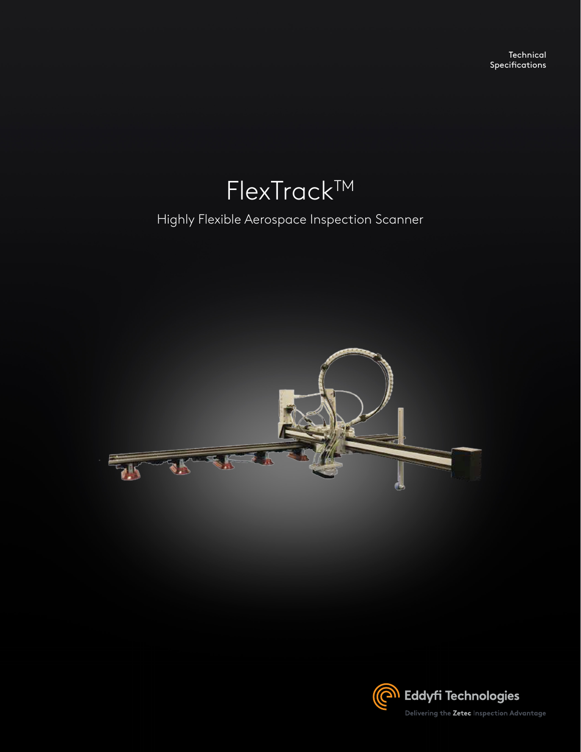Technical Specifications

# FlexTrack™

## Highly Flexible Aerospace Inspection Scanner

Eddyfi Technologies

Delivering the **Zetec** Inspection Advantage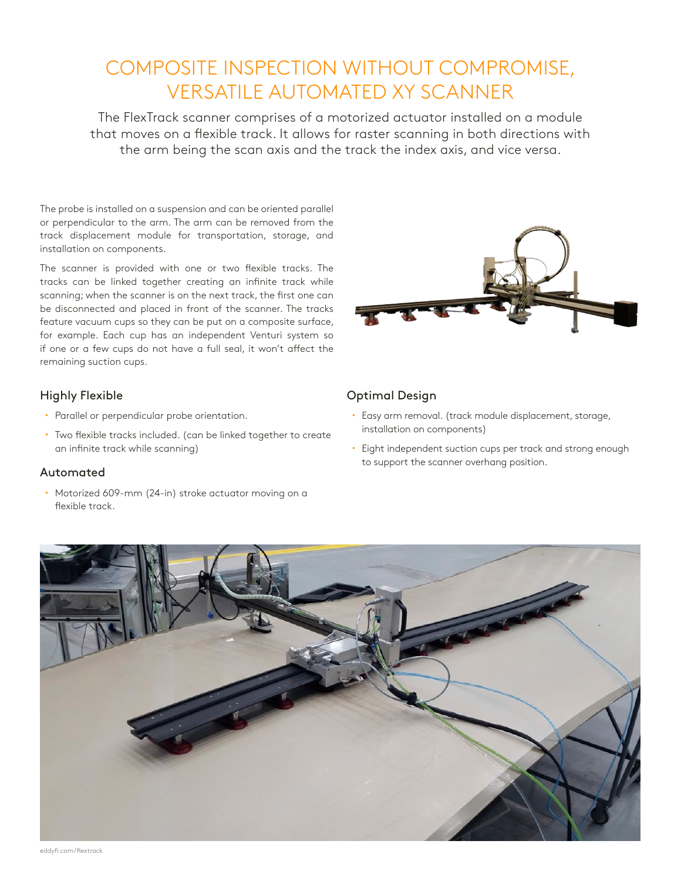# COMPOSITE INSPECTION WITHOUT COMPROMISE, VERSATILE AUTOMATED XY SCANNER

The FlexTrack scanner comprises of a motorized actuator installed on a module that moves on a flexible track. It allows for raster scanning in both directions with the arm being the scan axis and the track the index axis, and vice versa.

The probe is installed on a suspension and can be oriented parallel or perpendicular to the arm. The arm can be removed from the track displacement module for transportation, storage, and installation on components.

The scanner is provided with one or two flexible tracks. The tracks can be linked together creating an infinite track while scanning; when the scanner is on the next track, the first one can be disconnected and placed in front of the scanner. The tracks feature vacuum cups so they can be put on a composite surface, for example. Each cup has an independent Venturi system so if one or a few cups do not have a full seal, it won't affect the remaining suction cups.

## Highly Flexible

- Parallel or perpendicular probe orientation.
- Two flexible tracks included. (can be linked together to create an infinite track while scanning)

## Automated

- Motorized 609-mm (24-in) stroke actuator moving on a flexible track.

## Optimal Design

- Easy arm removal. (track module displacement, storage, installation on components)
- Eight independent suction cups per track and strong enough to support the scanner overhang position.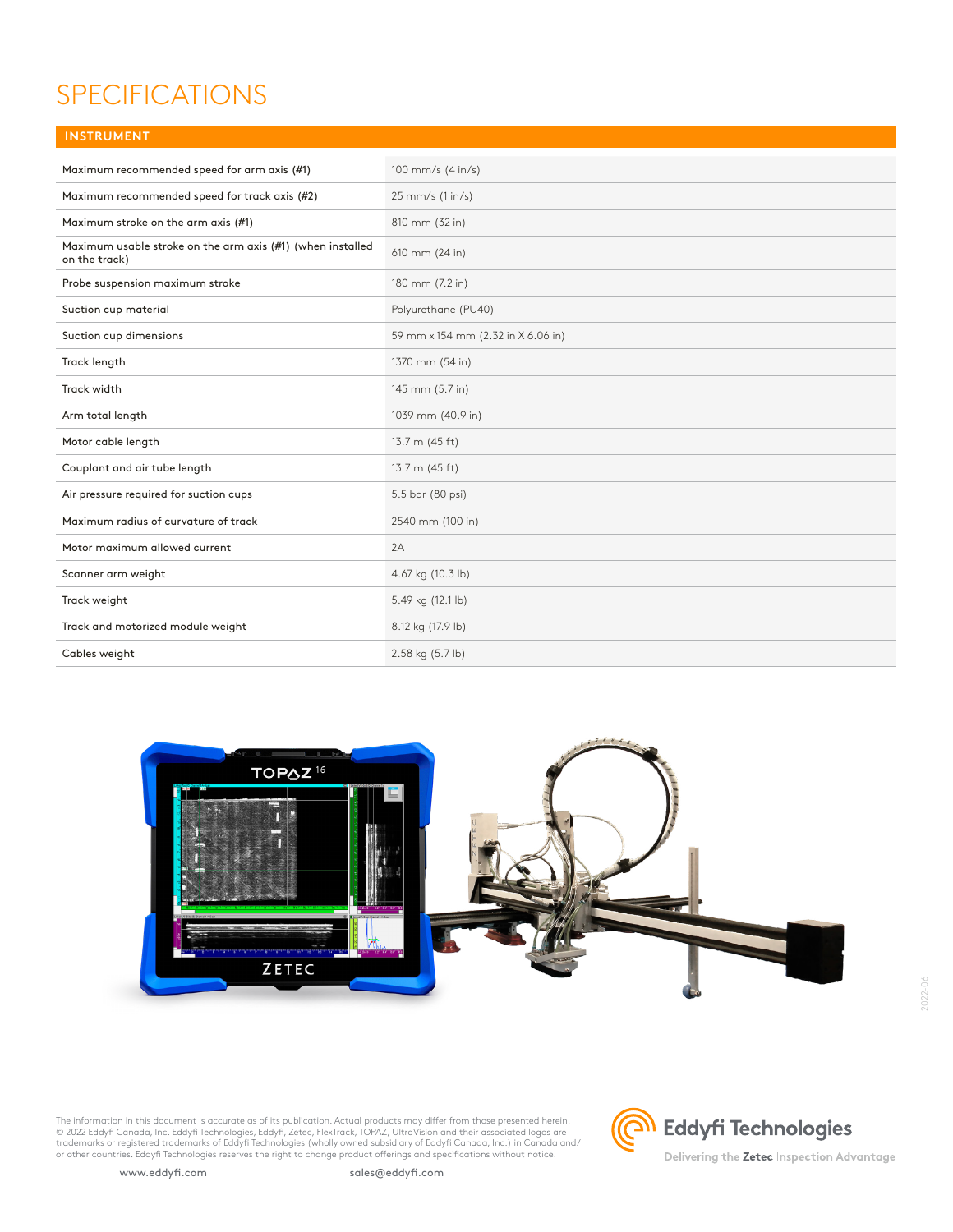# SPECIFICATIONS

| INSTRUMENT | |
|---|---|
| Maximum recommended speed for arm axis (#1) | 100 mm/s (4 in/s) |
| Maximum recommended speed for track axis (#2) | 25 mm/s (1 in/s) |
| Maximum stroke on the arm axis (#1) | 810 mm (32 in) |
| Maximum usable stroke on the arm axis (#1) (when installed on the track) | 610 mm (24 in) |
| Probe suspension maximum stroke | 180 mm (7.2 in) |
| Suction cup material | Polyurethane (PU40) |
| Suction cup dimensions | 59 mm x 154 mm (2.32 in X 6.06 in) |
| Track length | 1370 mm (54 in) |
| Track width | 145 mm (5.7 in) |
| Arm total length | 1039 mm (40.9 in) |
| Motor cable length | 13.7 m (45 ft) |
| Couplant and air tube length | 13.7 m (45 ft) |
| Air pressure required for suction cups | 5.5 bar (80 psi) |
| Maximum radius of curvature of track | 2540 mm (100 in) |
| Motor maximum allowed current | 2A |
| Scanner arm weight | 4.67 kg (10.3 lb) |
| Track weight | 5.49 kg (12.1 lb) |
| Track and motorized module weight | 8.12 kg (17.9 lb) |
| Cables weight | 2.58 kg (5.7 lb) |

The information in this document is accurate as of its publication. Actual products may differ from those presented herein. © 2022 Eddyfi Canada, Inc. Eddyfi Technologies, Eddyfi, Zetec, FlexTrack, TOPAZ, UltraVision and their associated logos are trademarks or registered trademarks of Eddyfi Technologies (wholly owned subsidiary of Eddyfi Canada, Inc.) in Canada and/or other countries. Eddyfi Technologies reserves the right to change product offerings and specifications without notice.

www.eddyfi.com sales@eddyfi.com

Eddyfi Technologies

Delivering the **Zetec** Inspection Advantage